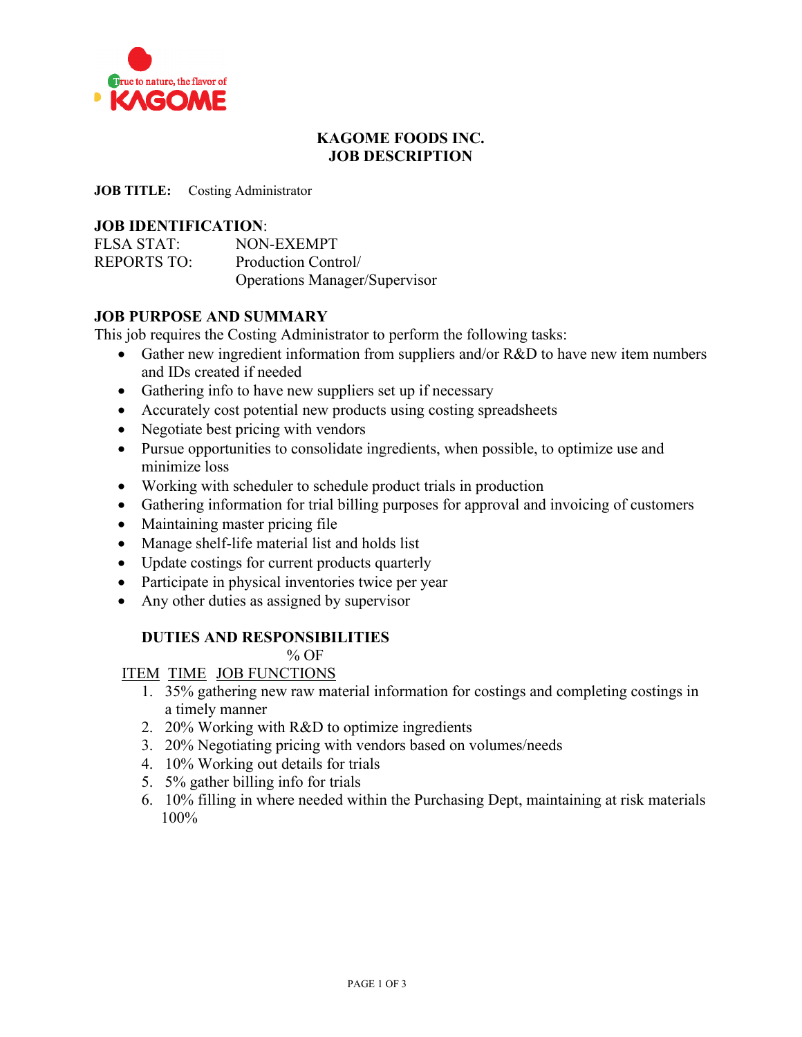True to nature, the flavor of KAGOME

# KAGOME FOODS INC.
# JOB DESCRIPTION

**JOB TITLE:** Costing Administrator

**JOB IDENTIFICATION**:

FLSA STAT: NON-EXEMPT
REPORTS TO: Production Control/
Operations Manager/Supervisor

**JOB PURPOSE AND SUMMARY**

This job requires the Costing Administrator to perform the following tasks:

- Gather new ingredient information from suppliers and/or R&D to have new item numbers and IDs created if needed
- Gathering info to have new suppliers set up if necessary
- Accurately cost potential new products using costing spreadsheets
- Negotiate best pricing with vendors
- Pursue opportunities to consolidate ingredients, when possible, to optimize use and minimize loss
- Working with scheduler to schedule product trials in production
- Gathering information for trial billing purposes for approval and invoicing of customers
- Maintaining master pricing file
- Manage shelf-life material list and holds list
- Update costings for current products quarterly
- Participate in physical inventories twice per year
- Any other duties as assigned by supervisor

**DUTIES AND RESPONSIBILITIES**

| ITEM | % OF TIME | JOB FUNCTIONS |
|---|---|---|
| 1. | 35% | gathering new raw material information for costings and completing costings in a timely manner |
| 2. | 20% | Working with R&D to optimize ingredients |
| 3. | 20% | Negotiating pricing with vendors based on volumes/needs |
| 4. | 10% | Working out details for trials |
| 5. | 5% | gather billing info for trials |
| 6. | 10% | filling in where needed within the Purchasing Dept, maintaining at risk materials |
| | 100% | |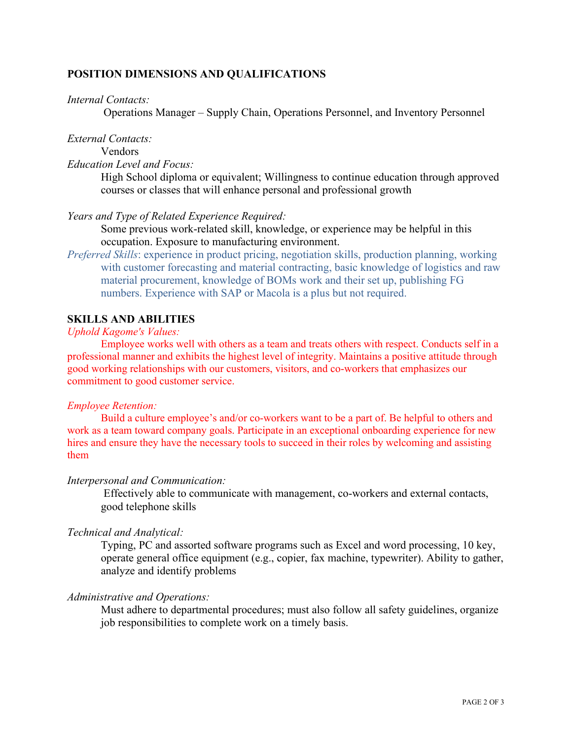## POSITION DIMENSIONS AND QUALIFICATIONS

*Internal Contacts:*

Operations Manager – Supply Chain, Operations Personnel, and Inventory Personnel

*External Contacts:*

Vendors

*Education Level and Focus:*

High School diploma or equivalent; Willingness to continue education through approved courses or classes that will enhance personal and professional growth

*Years and Type of Related Experience Required:*

Some previous work-related skill, knowledge, or experience may be helpful in this occupation. Exposure to manufacturing environment.

*Preferred Skills*: experience in product pricing, negotiation skills, production planning, working with customer forecasting and material contracting, basic knowledge of logistics and raw material procurement, knowledge of BOMs work and their set up, publishing FG numbers. Experience with SAP or Macola is a plus but not required.

## SKILLS AND ABILITIES

*Uphold Kagome's Values:*

Employee works well with others as a team and treats others with respect. Conducts self in a professional manner and exhibits the highest level of integrity. Maintains a positive attitude through good working relationships with our customers, visitors, and co-workers that emphasizes our commitment to good customer service.

*Employee Retention:*

Build a culture employee's and/or co-workers want to be a part of. Be helpful to others and work as a team toward company goals. Participate in an exceptional onboarding experience for new hires and ensure they have the necessary tools to succeed in their roles by welcoming and assisting them

*Interpersonal and Communication:*

Effectively able to communicate with management, co-workers and external contacts, good telephone skills

*Technical and Analytical:*

Typing, PC and assorted software programs such as Excel and word processing, 10 key, operate general office equipment (e.g., copier, fax machine, typewriter). Ability to gather, analyze and identify problems

*Administrative and Operations:*

Must adhere to departmental procedures; must also follow all safety guidelines, organize job responsibilities to complete work on a timely basis.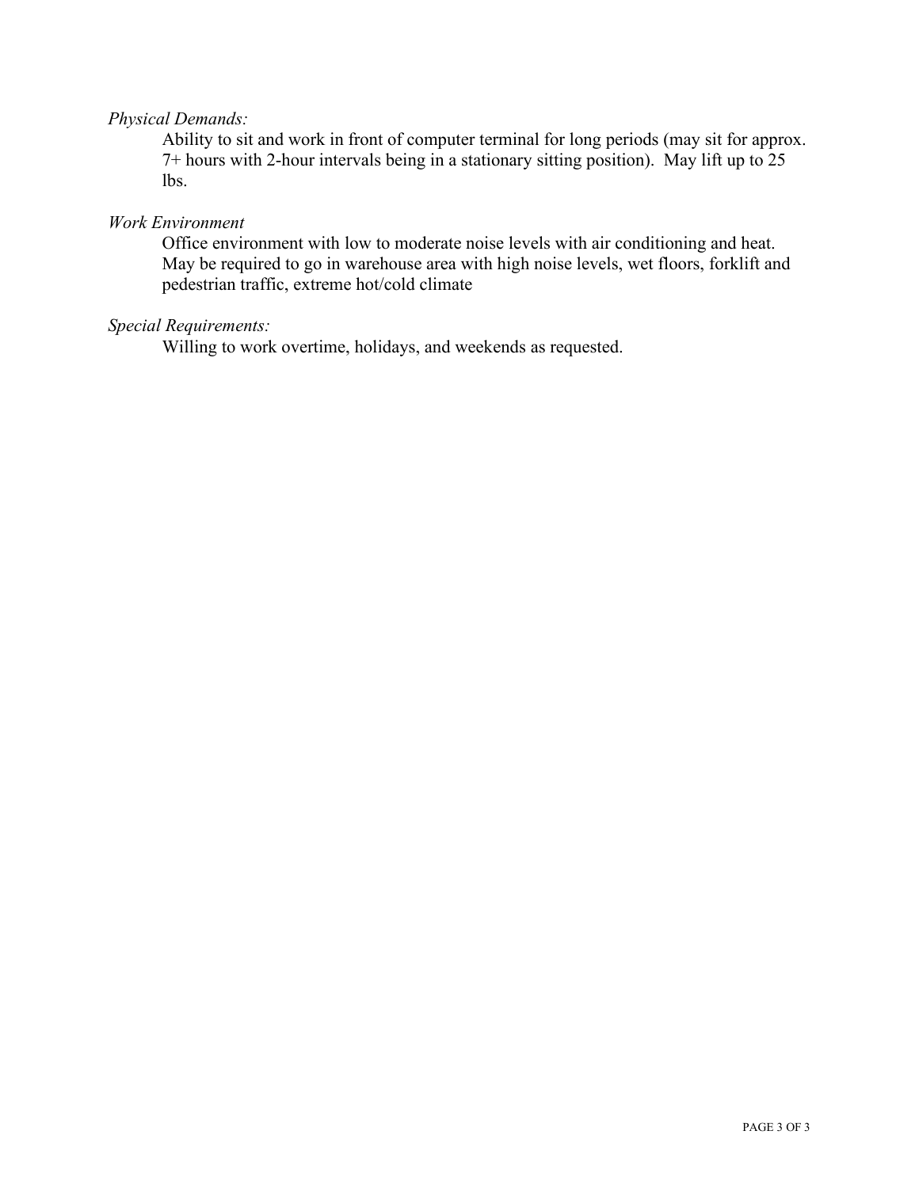*Physical Demands:*

Ability to sit and work in front of computer terminal for long periods (may sit for approx. 7+ hours with 2-hour intervals being in a stationary sitting position). May lift up to 25 lbs.

*Work Environment*

Office environment with low to moderate noise levels with air conditioning and heat. May be required to go in warehouse area with high noise levels, wet floors, forklift and pedestrian traffic, extreme hot/cold climate

*Special Requirements:*

Willing to work overtime, holidays, and weekends as requested.